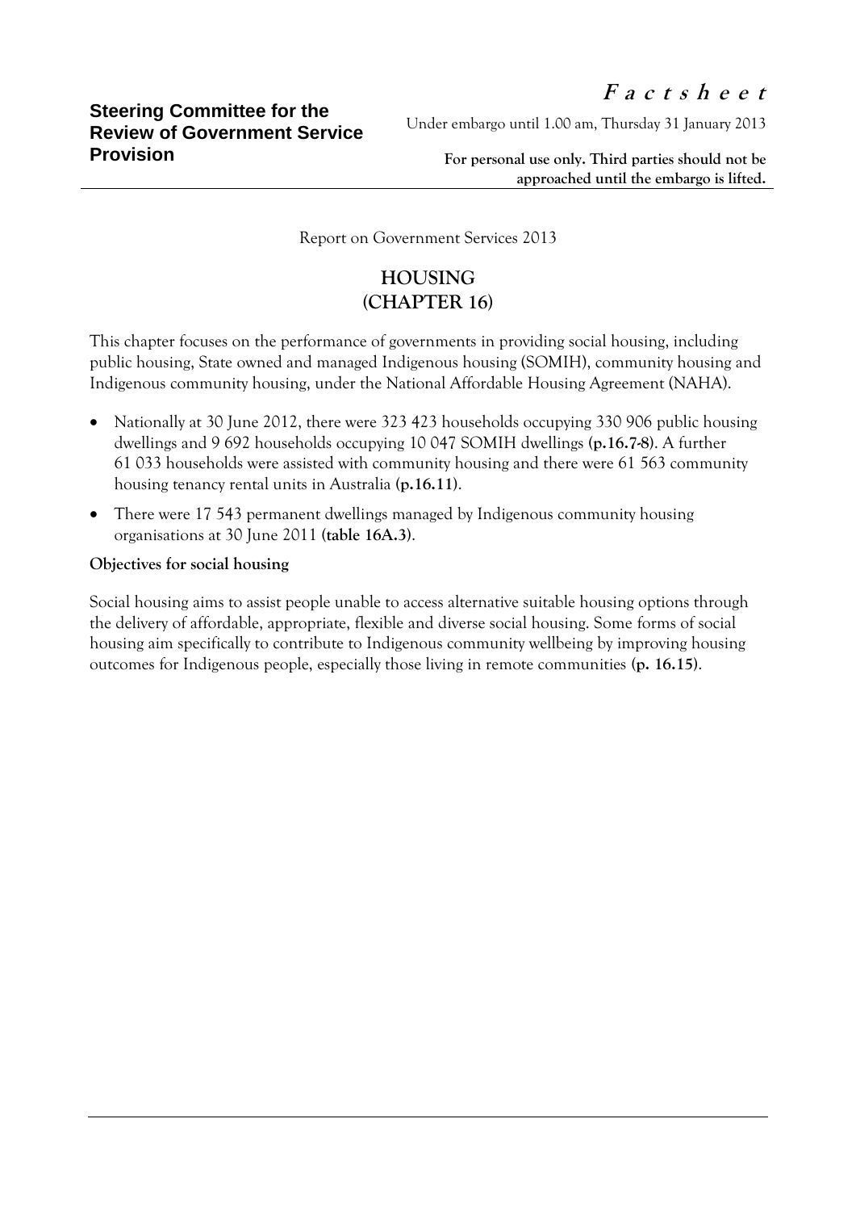**Steering Committee for the Review of Government Service Provision**

***F a c t s h e e t***

Under embargo until 1.00 am, Thursday 31 January 2013

**For personal use only. Third parties should not be approached until the embargo is lifted.**

Report on Government Services 2013

# HOUSING (CHAPTER 16)

This chapter focuses on the performance of governments in providing social housing, including public housing, State owned and managed Indigenous housing (SOMIH), community housing and Indigenous community housing, under the National Affordable Housing Agreement (NAHA).

- Nationally at 30 June 2012, there were 323 423 households occupying 330 906 public housing dwellings and 9 692 households occupying 10 047 SOMIH dwellings **(p.16.7-8)**. A further 61 033 households were assisted with community housing and there were 61 563 community housing tenancy rental units in Australia **(p.16.11)**.
- There were 17 543 permanent dwellings managed by Indigenous community housing organisations at 30 June 2011 **(table 16A.3)**.

**Objectives for social housing**

Social housing aims to assist people unable to access alternative suitable housing options through the delivery of affordable, appropriate, flexible and diverse social housing. Some forms of social housing aim specifically to contribute to Indigenous community wellbeing by improving housing outcomes for Indigenous people, especially those living in remote communities **(p. 16.15)**.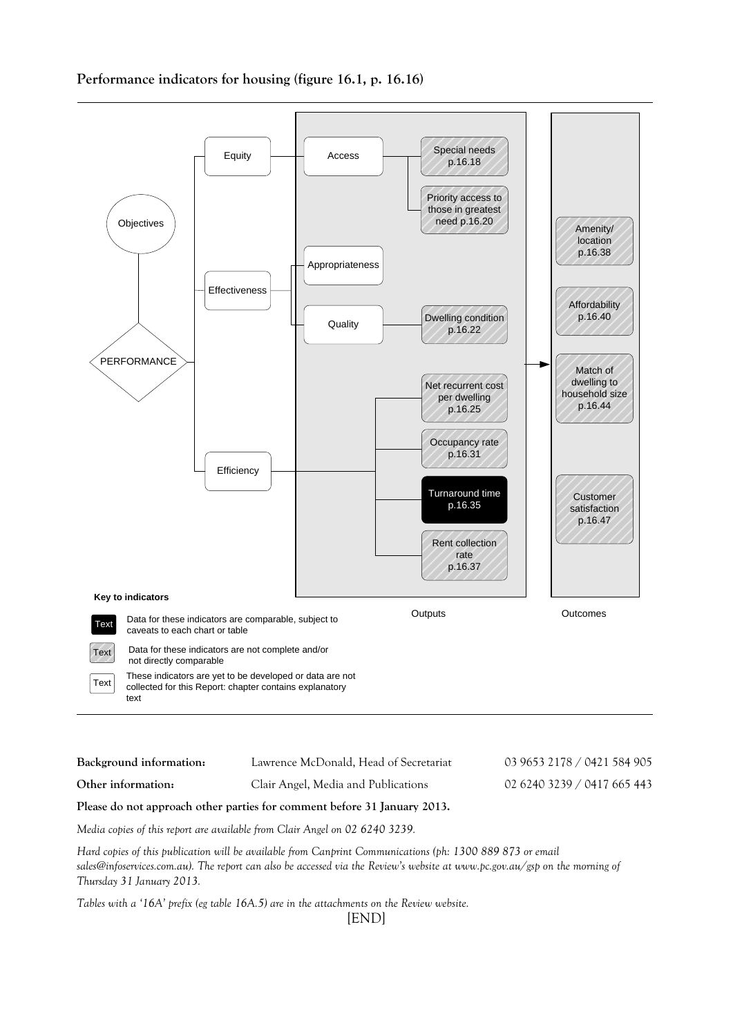**Performance indicators for housing (figure 16.1, p. 16.16)**

Objectives

PERFORMANCE

Equity

Access

Special needs p.16.18

Priority access to those in greatest need p.16.20

Effectiveness

Appropriateness

Quality

Dwelling condition p.16.22

Efficiency

Net recurrent cost per dwelling p.16.25

Occupancy rate p.16.31

Turnaround time p.16.35

Rent collection rate p.16.37

Amenity/ location p.16.38

Affordability p.16.40

Match of dwelling to household size p.16.44

Customer satisfaction p.16.47

Outputs

Outcomes

**Key to indicators**

Text — Data for these indicators are comparable, subject to caveats to each chart or table

Text — Data for these indicators are not complete and/or not directly comparable

Text — These indicators are yet to be developed or data are not collected for this Report: chapter contains explanatory text

| | | |
|---|---|---|
| **Background information:** | Lawrence McDonald, Head of Secretariat | 03 9653 2178 / 0421 584 905 |
| **Other information:** | Clair Angel, Media and Publications | 02 6240 3239 / 0417 665 443 |

**Please do not approach other parties for comment before 31 January 2013.**

*Media copies of this report are available from Clair Angel on 02 6240 3239.*

*Hard copies of this publication will be available from Canprint Communications (ph: 1300 889 873 or email sales@infoservices.com.au). The report can also be accessed via the Review's website at www.pc.gov.au/gsp on the morning of Thursday 31 January 2013.*

*Tables with a '16A' prefix (eg table 16A.5) are in the attachments on the Review website.*

[END]